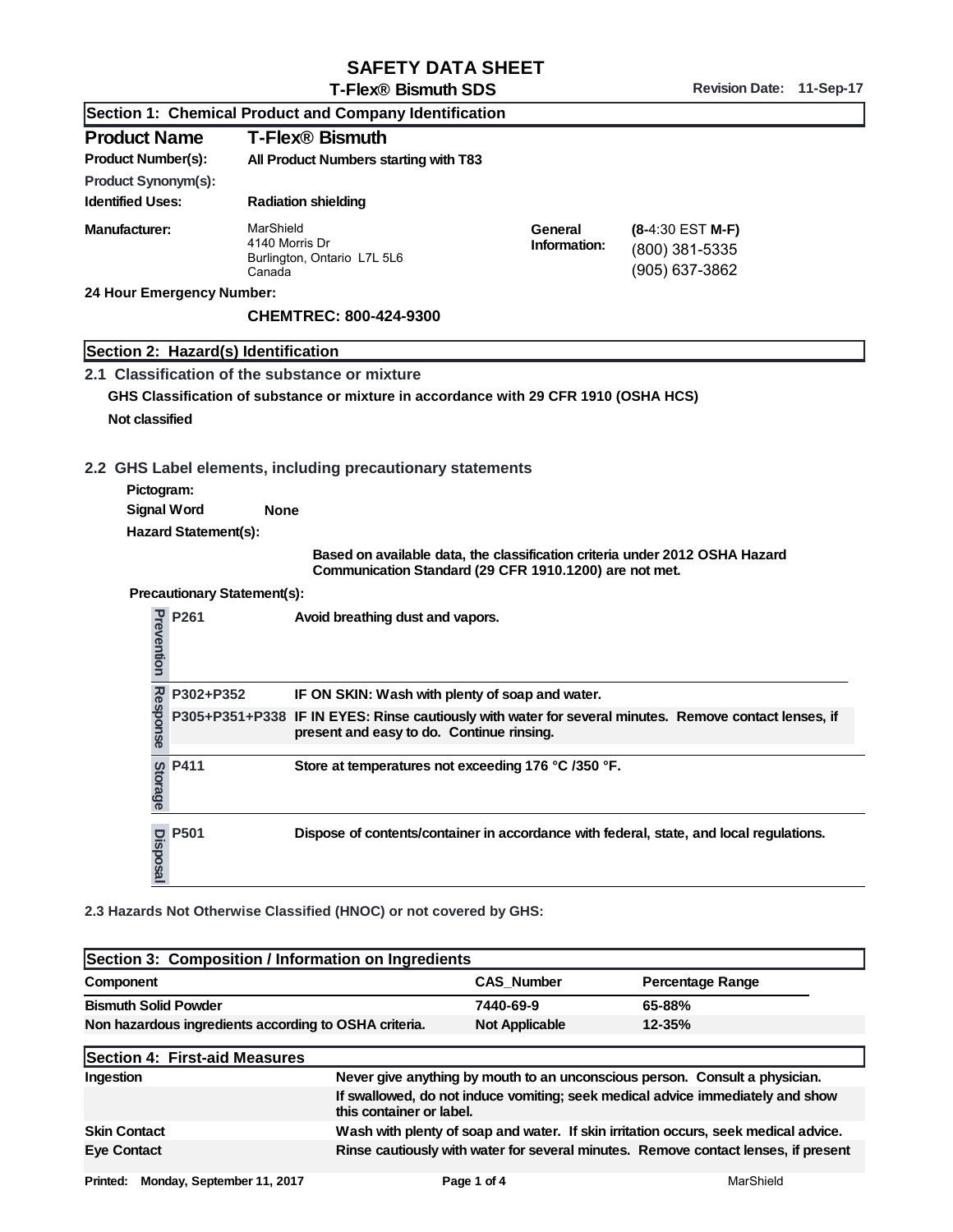# SAFETY DATA SHEET

**T-Flex® Bismuth SDS** **Revision Date: 11-Sep-17**

## Section 1: Chemical Product and Company Identification

| | |
|---|---|
| **Product Name** | **T-Flex® Bismuth** |
| **Product Number(s):** | **All Product Numbers starting with T83** |
| **Product Synonym(s):** | |
| **Identified Uses:** | **Radiation shielding** |

**Manufacturer:** MarShield
4140 Morris Dr
Burlington, Ontario L7L 5L6
Canada

**General Information:** **(8-**4:30 EST **M-F)**
(800) 381-5335
(905) 637-3862

**24 Hour Emergency Number:**

**CHEMTREC: 800-424-9300**

## Section 2: Hazard(s) Identification

### 2.1 Classification of the substance or mixture

**GHS Classification of substance or mixture in accordance with 29 CFR 1910 (OSHA HCS)**

**Not classified**

### 2.2 GHS Label elements, including precautionary statements

**Pictogram:**

**Signal Word** **None**

**Hazard Statement(s):**

**Based on available data, the classification criteria under 2012 OSHA Hazard Communication Standard (29 CFR 1910.1200) are not met.**

**Precautionary Statement(s):**

| | Code | Statement |
|---|---|---|
| Prevention | **P261** | **Avoid breathing dust and vapors.** |
| Response | **P302+P352** | **IF ON SKIN: Wash with plenty of soap and water.** |
| | **P305+P351+P338** | **IF IN EYES: Rinse cautiously with water for several minutes. Remove contact lenses, if present and easy to do. Continue rinsing.** |
| Storage | **P411** | **Store at temperatures not exceeding 176 °C /350 °F.** |
| Disposal | **P501** | **Dispose of contents/container in accordance with federal, state, and local regulations.** |

**2.3 Hazards Not Otherwise Classified (HNOC) or not covered by GHS:**

## Section 3: Composition / Information on Ingredients

| Component | CAS_Number | Percentage Range |
|---|---|---|
| **Bismuth Solid Powder** | **7440-69-9** | **65-88%** |
| **Non hazardous ingredients according to OSHA criteria.** | **Not Applicable** | **12-35%** |

## Section 4: First-aid Measures

| | |
|---|---|
| **Ingestion** | **Never give anything by mouth to an unconscious person. Consult a physician.** |
| | **If swallowed, do not induce vomiting; seek medical advice immediately and show this container or label.** |
| **Skin Contact** | **Wash with plenty of soap and water. If skin irritation occurs, seek medical advice.** |
| **Eye Contact** | **Rinse cautiously with water for several minutes. Remove contact lenses, if present** |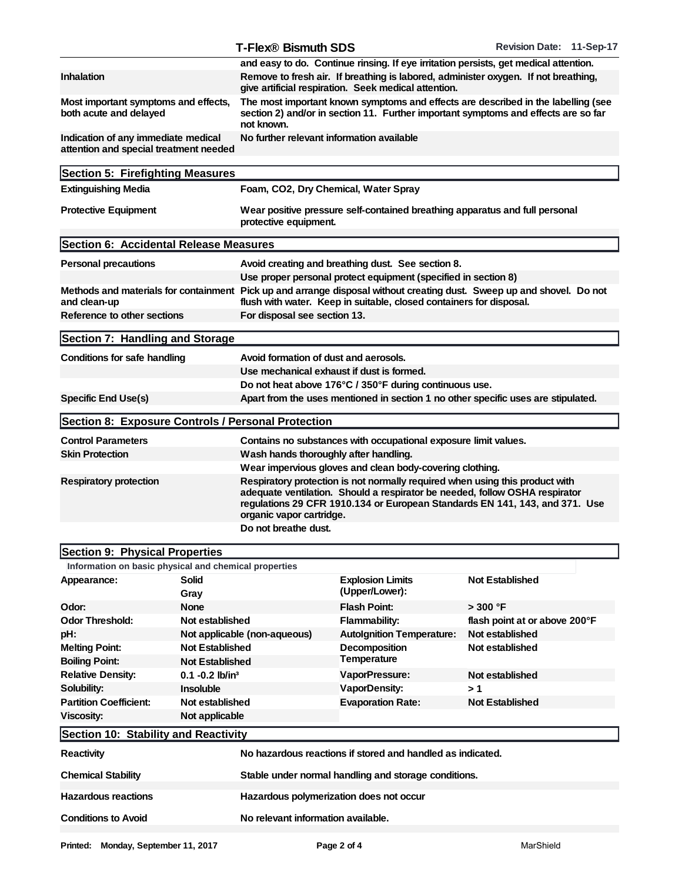| | |
|---|---|
| | and easy to do. Continue rinsing. If eye irritation persists, get medical attention. |
| **Inhalation** | Remove to fresh air. If breathing is labored, administer oxygen. If not breathing, give artificial respiration. Seek medical attention. |
| **Most important symptoms and effects, both acute and delayed** | The most important known symptoms and effects are described in the labelling (see section 2) and/or in section 11. Further important symptoms and effects are so far not known. |
| **Indication of any immediate medical attention and special treatment needed** | No further relevant information available |

## Section 5: Firefighting Measures

| | |
|---|---|
| **Extinguishing Media** | Foam, $CO_2$, Dry Chemical, Water Spray |
| **Protective Equipment** | Wear positive pressure self-contained breathing apparatus and full personal protective equipment. |

## Section 6: Accidental Release Measures

| | |
|---|---|
| **Personal precautions** | Avoid creating and breathing dust. See section 8. |
| | Use proper personal protect equipment (specified in section 8) |
| **Methods and materials for containment and clean-up** | Pick up and arrange disposal without creating dust. Sweep up and shovel. Do not flush with water. Keep in suitable, closed containers for disposal. |
| **Reference to other sections** | For disposal see section 13. |

## Section 7: Handling and Storage

| | |
|---|---|
| **Conditions for safe handling** | Avoid formation of dust and aerosols. |
| | Use mechanical exhaust if dust is formed. |
| | Do not heat above 176°C / 350°F during continuous use. |
| **Specific End Use(s)** | Apart from the uses mentioned in section 1 no other specific uses are stipulated. |

## Section 8: Exposure Controls / Personal Protection

| | |
|---|---|
| **Control Parameters** | Contains no substances with occupational exposure limit values. |
| **Skin Protection** | Wash hands thoroughly after handling. |
| | Wear impervious gloves and clean body-covering clothing. |
| **Respiratory protection** | Respiratory protection is not normally required when using this product with adequate ventilation. Should a respirator be needed, follow OSHA respirator regulations 29 CFR 1910.134 or European Standards EN 141, 143, and 371. Use organic vapor cartridge. |
| | Do not breathe dust. |

## Section 9: Physical Properties

Information on basic physical and chemical properties

| | | | |
|---|---|---|---|
| **Appearance:** | Solid<br>Gray | **Explosion Limits (Upper/Lower):** | Not Established |
| **Odor:** | None | **Flash Point:** | > 300 °F |
| **Odor Threshold:** | Not established | **Flammability:** | flash point at or above 200°F |
| **pH:** | Not applicable (non-aqueous) | **AutoIgnition Temperature:** | Not established |
| **Melting Point:** | Not Established | **Decomposition Temperature** | Not established |
| **Boiling Point:** | Not Established | | |
| **Relative Density:** | 0.1 -0.2 lb/in³ | **VaporPressure:** | Not established |
| **Solubility:** | Insoluble | **VaporDensity:** | > 1 |
| **Partition Coefficient:** | Not established | **Evaporation Rate:** | Not Established |
| **Viscosity:** | Not applicable | | |

## Section 10: Stability and Reactivity

| | |
|---|---|
| **Reactivity** | No hazardous reactions if stored and handled as indicated. |
| **Chemical Stability** | Stable under normal handling and storage conditions. |
| **Hazardous reactions** | Hazardous polymerization does not occur |
| **Conditions to Avoid** | No relevant information available. |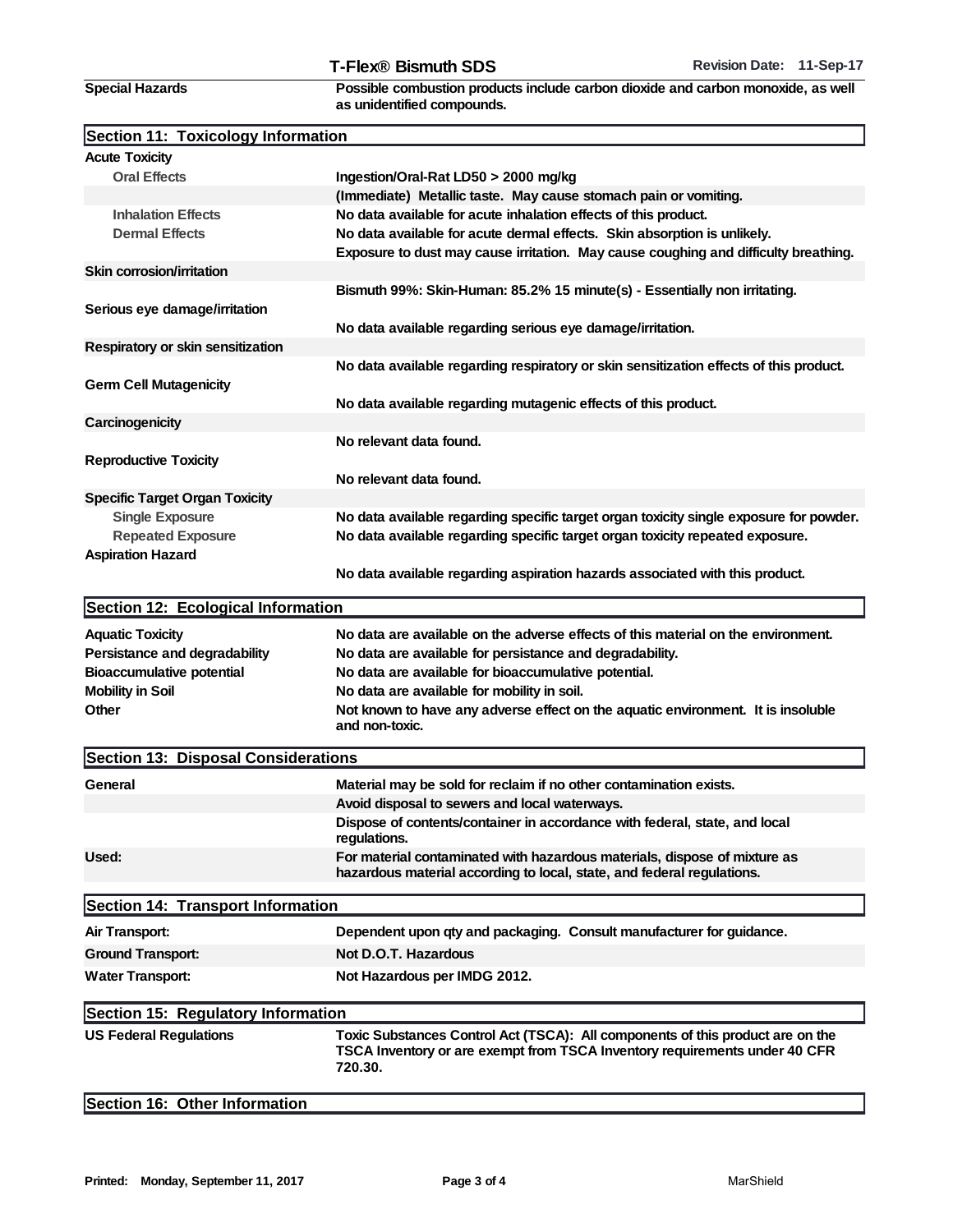| | |
|---|---|
| **Special Hazards** | **Possible combustion products include carbon dioxide and carbon monoxide, as well as unidentified compounds.** |

## Section 11: Toxicology Information

| | |
|---|---|
| **Acute Toxicity** | |
| **Oral Effects** | **Ingestion/Oral-Rat LD50 > 2000 mg/kg** |
| | **(Immediate) Metallic taste. May cause stomach pain or vomiting.** |
| **Inhalation Effects** | **No data available for acute inhalation effects of this product.** |
| **Dermal Effects** | **No data available for acute dermal effects. Skin absorption is unlikely.** |
| | **Exposure to dust may cause irritation. May cause coughing and difficulty breathing.** |
| **Skin corrosion/irritation** | |
| | **Bismuth 99%: Skin-Human: 85.2% 15 minute(s) - Essentially non irritating.** |
| **Serious eye damage/irritation** | |
| | **No data available regarding serious eye damage/irritation.** |
| **Respiratory or skin sensitization** | |
| | **No data available regarding respiratory or skin sensitization effects of this product.** |
| **Germ Cell Mutagenicity** | |
| | **No data available regarding mutagenic effects of this product.** |
| **Carcinogenicity** | |
| | **No relevant data found.** |
| **Reproductive Toxicity** | |
| | **No relevant data found.** |
| **Specific Target Organ Toxicity** | |
| **Single Exposure** | **No data available regarding specific target organ toxicity single exposure for powder.** |
| **Repeated Exposure** | **No data available regarding specific target organ toxicity repeated exposure.** |
| **Aspiration Hazard** | |
| | **No data available regarding aspiration hazards associated with this product.** |

## Section 12: Ecological Information

| | |
|---|---|
| **Aquatic Toxicity** | **No data are available on the adverse effects of this material on the environment.** |
| **Persistance and degradability** | **No data are available for persistance and degradability.** |
| **Bioaccumulative potential** | **No data are available for bioaccumulative potential.** |
| **Mobility in Soil** | **No data are available for mobility in soil.** |
| **Other** | **Not known to have any adverse effect on the aquatic environment. It is insoluble and non-toxic.** |

## Section 13: Disposal Considerations

| | |
|---|---|
| **General** | **Material may be sold for reclaim if no other contamination exists.** |
| | **Avoid disposal to sewers and local waterways.** |
| | **Dispose of contents/container in accordance with federal, state, and local regulations.** |
| **Used:** | **For material contaminated with hazardous materials, dispose of mixture as hazardous material according to local, state, and federal regulations.** |

## Section 14: Transport Information

| | |
|---|---|
| **Air Transport:** | **Dependent upon qty and packaging. Consult manufacturer for guidance.** |
| **Ground Transport:** | **Not D.O.T. Hazardous** |
| **Water Transport:** | **Not Hazardous per IMDG 2012.** |

## Section 15: Regulatory Information

| | |
|---|---|
| **US Federal Regulations** | **Toxic Substances Control Act (TSCA): All components of this product are on the TSCA Inventory or are exempt from TSCA Inventory requirements under 40 CFR 720.30.** |

## Section 16: Other Information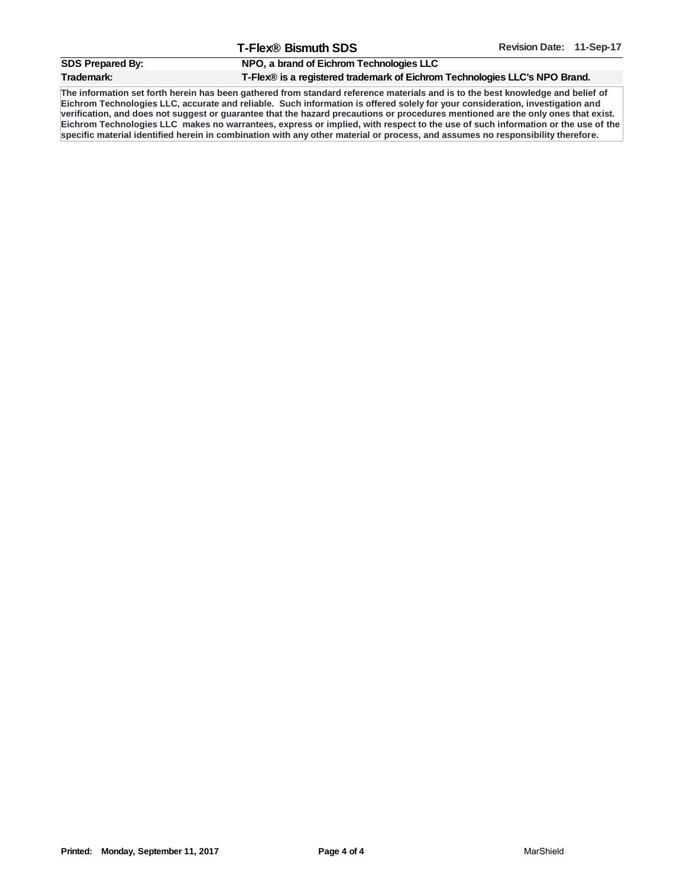| | |
|---|---|
| **SDS Prepared By:** | **NPO, a brand of Eichrom Technologies LLC** |
| **Trademark:** | **T-Flex® is a registered trademark of Eichrom Technologies LLC's NPO Brand.** |

**The information set forth herein has been gathered from standard reference materials and is to the best knowledge and belief of Eichrom Technologies LLC, accurate and reliable. Such information is offered solely for your consideration, investigation and verification, and does not suggest or guarantee that the hazard precautions or procedures mentioned are the only ones that exist. Eichrom Technologies LLC makes no warrantees, express or implied, with respect to the use of such information or the use of the specific material identified herein in combination with any other material or process, and assumes no responsibility therefore.**